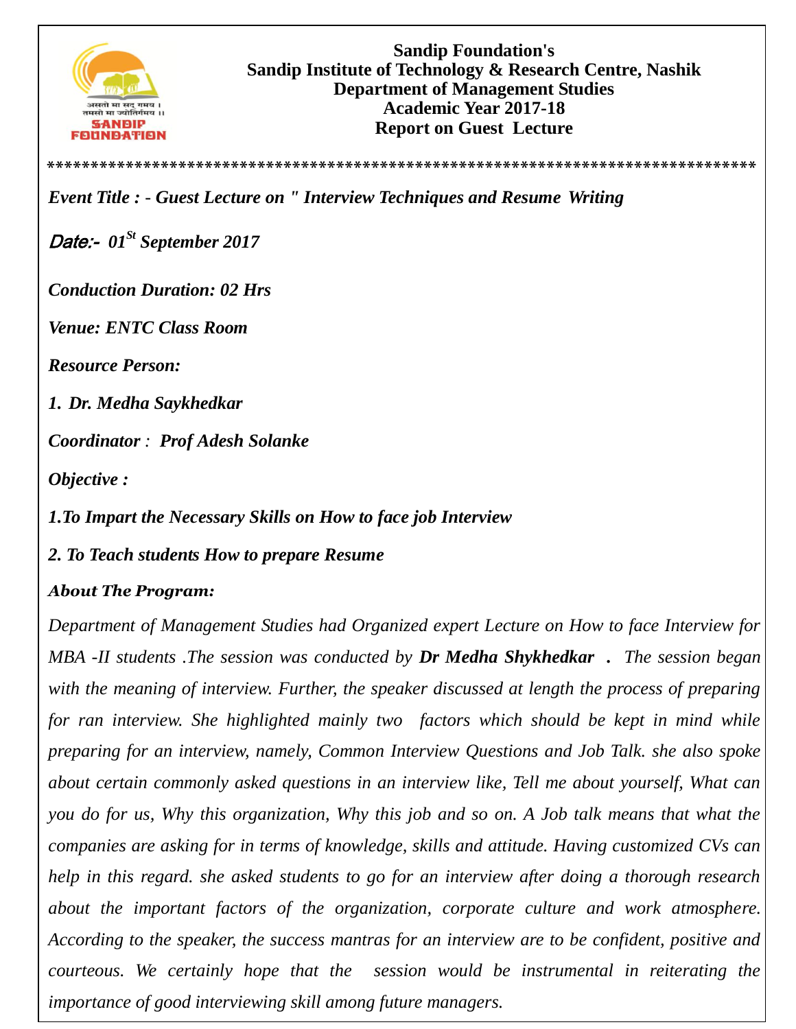**Sandip Foundation's**
**Sandip Institute of Technology & Research Centre, Nashik**
**Department of Management Studies**
**Academic Year 2017-18**
**Report on Guest Lecture**

*********************************************************************************

***Event Title : - Guest Lecture on " Interview Techniques and Resume Writing***

***Date:- 01$^{St}$ September 2017***

***Conduction Duration: 02 Hrs***

***Venue: ENTC Class Room***

***Resource Person:***

***1. Dr. Medha Saykhedkar***

***Coordinator : Prof Adesh Solanke***

***Objective :***

***1.To Impart the Necessary Skills on How to face job Interview***

***2. To Teach students How to prepare Resume***

***About The Program:***

*Department of Management Studies had Organized expert Lecture on How to face Interview for MBA -II students .The session was conducted by **Dr Medha Shykhedkar .** The session began with the meaning of interview. Further, the speaker discussed at length the process of preparing for ran interview. She highlighted mainly two factors which should be kept in mind while preparing for an interview, namely, Common Interview Questions and Job Talk. she also spoke about certain commonly asked questions in an interview like, Tell me about yourself, What can you do for us, Why this organization, Why this job and so on. A Job talk means that what the companies are asking for in terms of knowledge, skills and attitude. Having customized CVs can help in this regard. she asked students to go for an interview after doing a thorough research about the important factors of the organization, corporate culture and work atmosphere. According to the speaker, the success mantras for an interview are to be confident, positive and courteous. We certainly hope that the session would be instrumental in reiterating the importance of good interviewing skill among future managers.*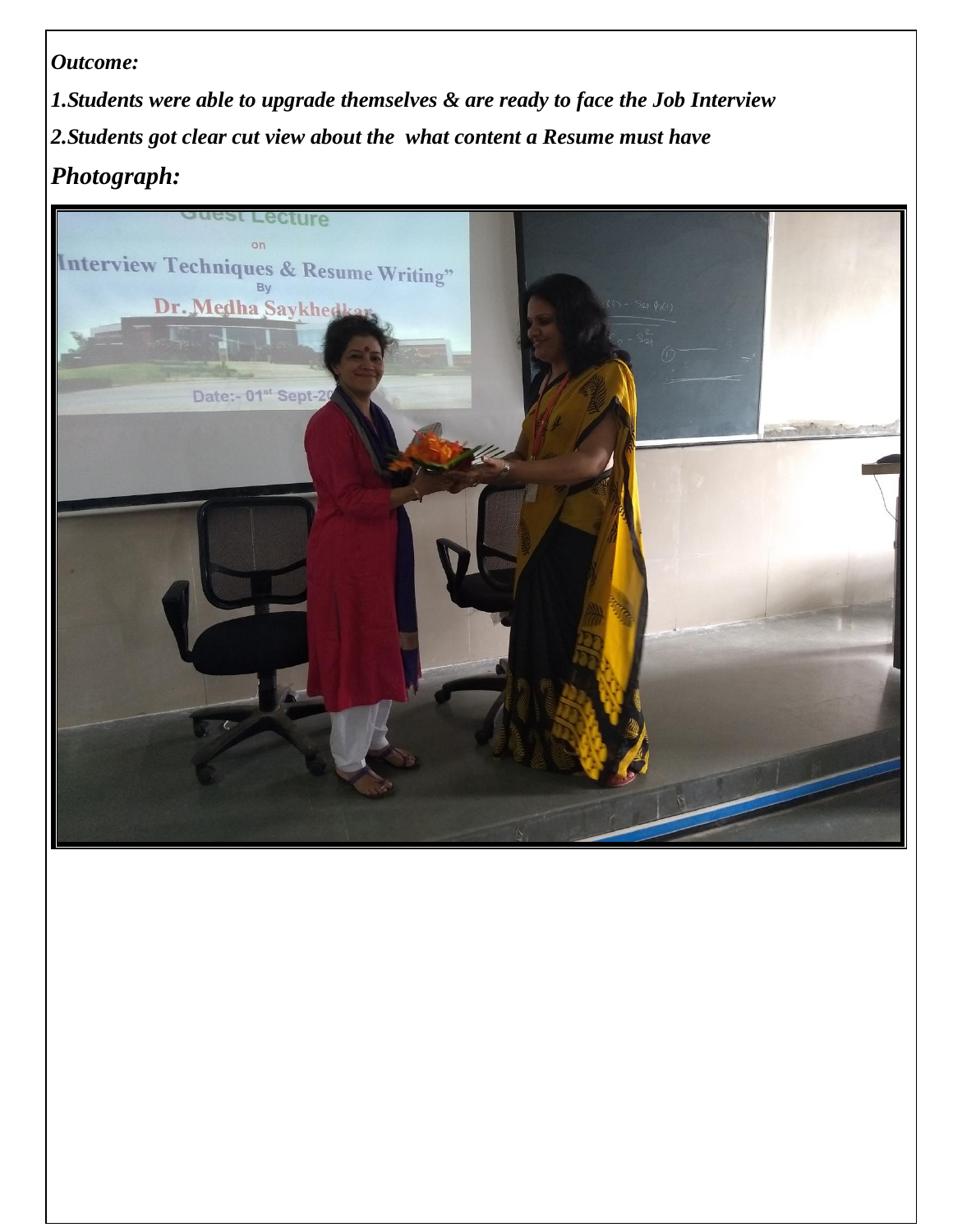*Outcome:*

*1.Students were able to upgrade themselves & are ready to face the Job Interview*

*2.Students got clear cut view about the  what content a Resume must have*

## *Photograph:*